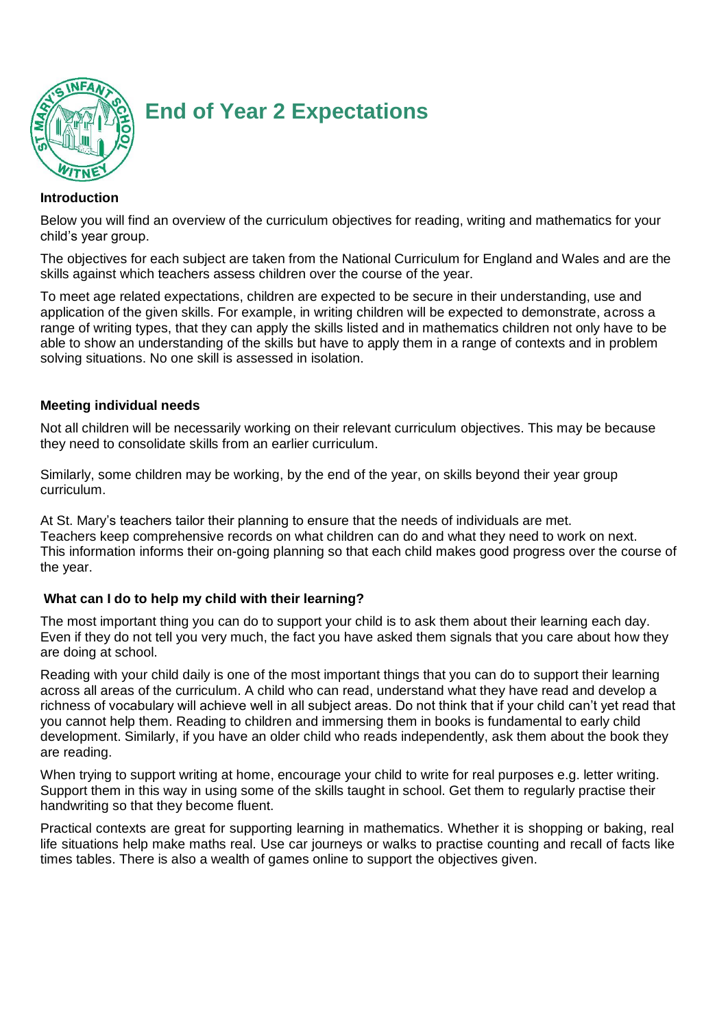# End of Year 2 Expectations

**Introduction**

Below you will find an overview of the curriculum objectives for reading, writing and mathematics for your child's year group.

The objectives for each subject are taken from the National Curriculum for England and Wales and are the skills against which teachers assess children over the course of the year.

To meet age related expectations, children are expected to be secure in their understanding, use and application of the given skills. For example, in writing children will be expected to demonstrate, across a range of writing types, that they can apply the skills listed and in mathematics children not only have to be able to show an understanding of the skills but have to apply them in a range of contexts and in problem solving situations. No one skill is assessed in isolation.

**Meeting individual needs**

Not all children will be necessarily working on their relevant curriculum objectives. This may be because they need to consolidate skills from an earlier curriculum.

Similarly, some children may be working, by the end of the year, on skills beyond their year group curriculum.

At St. Mary's teachers tailor their planning to ensure that the needs of individuals are met. Teachers keep comprehensive records on what children can do and what they need to work on next. This information informs their on-going planning so that each child makes good progress over the course of the year.

**What can I do to help my child with their learning?**

The most important thing you can do to support your child is to ask them about their learning each day. Even if they do not tell you very much, the fact you have asked them signals that you care about how they are doing at school.

Reading with your child daily is one of the most important things that you can do to support their learning across all areas of the curriculum. A child who can read, understand what they have read and develop a richness of vocabulary will achieve well in all subject areas. Do not think that if your child can't yet read that you cannot help them. Reading to children and immersing them in books is fundamental to early child development. Similarly, if you have an older child who reads independently, ask them about the book they are reading.

When trying to support writing at home, encourage your child to write for real purposes e.g. letter writing. Support them in this way in using some of the skills taught in school. Get them to regularly practise their handwriting so that they become fluent.

Practical contexts are great for supporting learning in mathematics. Whether it is shopping or baking, real life situations help make maths real. Use car journeys or walks to practise counting and recall of facts like times tables. There is also a wealth of games online to support the objectives given.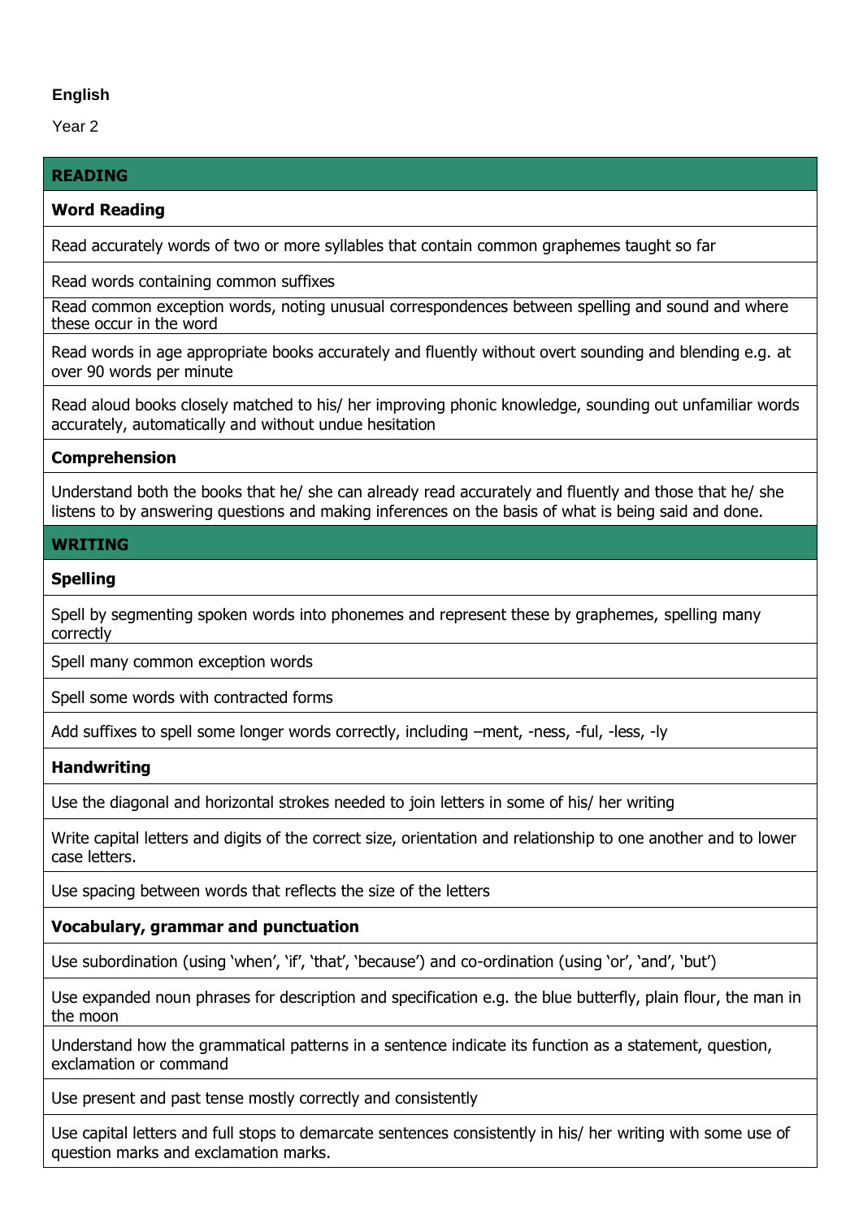**English**

Year 2

| READING |
| --- |
| **Word Reading** |
| Read accurately words of two or more syllables that contain common graphemes taught so far |
| Read words containing common suffixes |
| Read common exception words, noting unusual correspondences between spelling and sound and where these occur in the word |
| Read words in age appropriate books accurately and fluently without overt sounding and blending e.g. at over 90 words per minute |
| Read aloud books closely matched to his/ her improving phonic knowledge, sounding out unfamiliar words accurately, automatically and without undue hesitation |
| **Comprehension** |
| Understand both the books that he/ she can already read accurately and fluently and those that he/ she listens to by answering questions and making inferences on the basis of what is being said and done. |
| **WRITING** |
| **Spelling** |
| Spell by segmenting spoken words into phonemes and represent these by graphemes, spelling many correctly |
| Spell many common exception words |
| Spell some words with contracted forms |
| Add suffixes to spell some longer words correctly, including –ment, -ness, -ful, -less, -ly |
| **Handwriting** |
| Use the diagonal and horizontal strokes needed to join letters in some of his/ her writing |
| Write capital letters and digits of the correct size, orientation and relationship to one another and to lower case letters. |
| Use spacing between words that reflects the size of the letters |
| **Vocabulary, grammar and punctuation** |
| Use subordination (using 'when', 'if', 'that', 'because') and co-ordination (using 'or', 'and', 'but') |
| Use expanded noun phrases for description and specification e.g. the blue butterfly, plain flour, the man in the moon |
| Understand how the grammatical patterns in a sentence indicate its function as a statement, question, exclamation or command |
| Use present and past tense mostly correctly and consistently |
| Use capital letters and full stops to demarcate sentences consistently in his/ her writing with some use of question marks and exclamation marks. |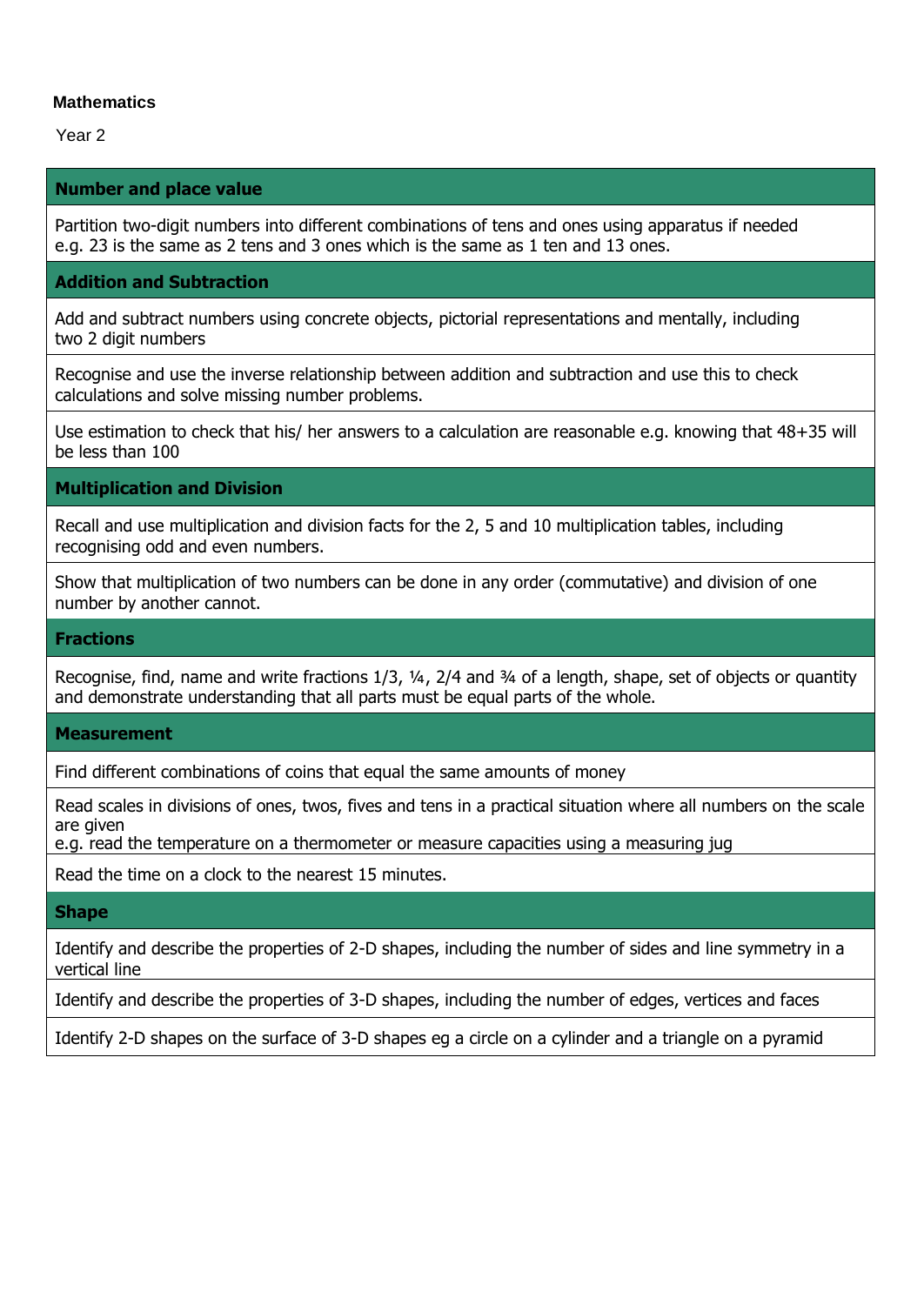**Mathematics**

Year 2

| Number and place value |
| --- |
| Partition two-digit numbers into different combinations of tens and ones using apparatus if needed e.g. 23 is the same as 2 tens and 3 ones which is the same as 1 ten and 13 ones. |
| **Addition and Subtraction** |
| Add and subtract numbers using concrete objects, pictorial representations and mentally, including two 2 digit numbers |
| Recognise and use the inverse relationship between addition and subtraction and use this to check calculations and solve missing number problems. |
| Use estimation to check that his/ her answers to a calculation are reasonable e.g. knowing that 48+35 will be less than 100 |
| **Multiplication and Division** |
| Recall and use multiplication and division facts for the 2, 5 and 10 multiplication tables, including recognising odd and even numbers. |
| Show that multiplication of two numbers can be done in any order (commutative) and division of one number by another cannot. |
| **Fractions** |
| Recognise, find, name and write fractions 1/3, ¼, 2/4 and ¾ of a length, shape, set of objects or quantity and demonstrate understanding that all parts must be equal parts of the whole. |
| **Measurement** |
| Find different combinations of coins that equal the same amounts of money |
| Read scales in divisions of ones, twos, fives and tens in a practical situation where all numbers on the scale are given e.g. read the temperature on a thermometer or measure capacities using a measuring jug |
| Read the time on a clock to the nearest 15 minutes. |
| **Shape** |
| Identify and describe the properties of 2-D shapes, including the number of sides and line symmetry in a vertical line |
| Identify and describe the properties of 3-D shapes, including the number of edges, vertices and faces |
| Identify 2-D shapes on the surface of 3-D shapes eg a circle on a cylinder and a triangle on a pyramid |